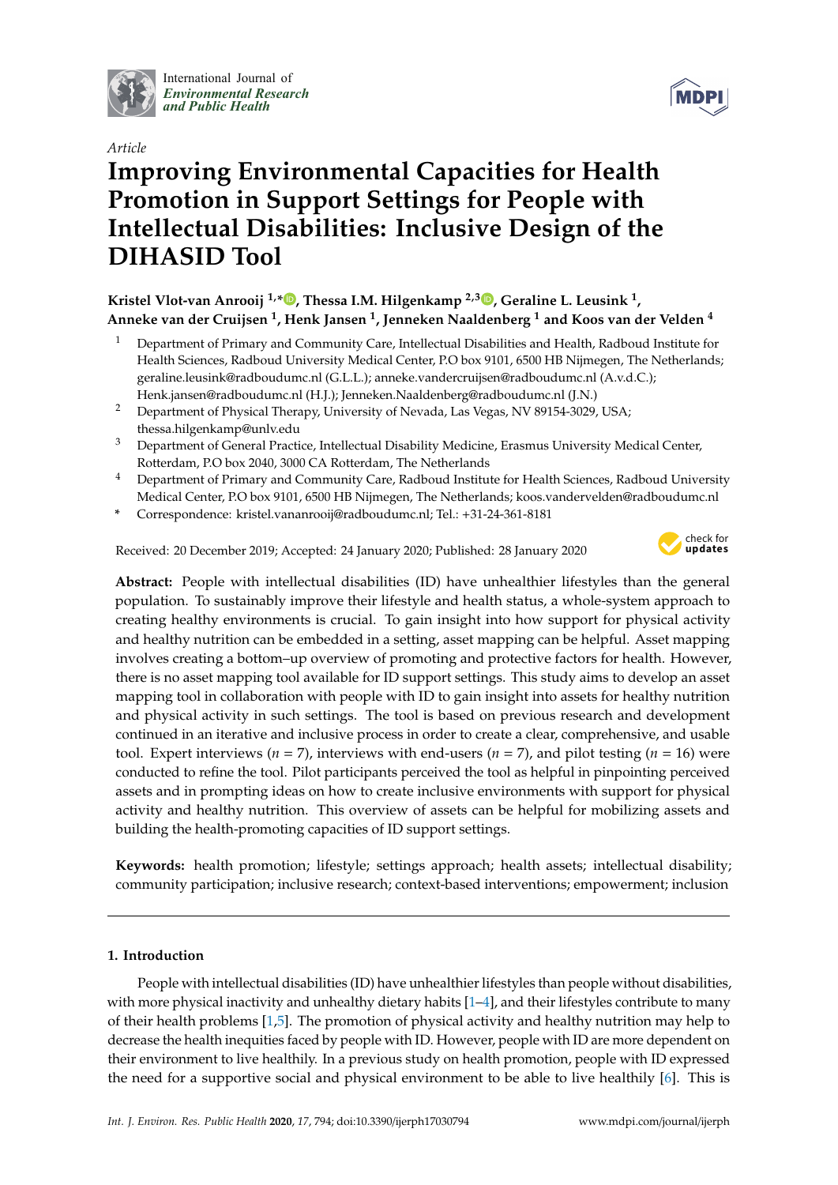International Journal of *Environmental Research and Public Health*

*Article*

# Improving Environmental Capacities for Health Promotion in Support Settings for People with Intellectual Disabilities: Inclusive Design of the DIHASID Tool

**Kristel Vlot-van Anrooij [1,*], Thessa I.M. Hilgenkamp [2,3], Geraline L. Leusink [1], Anneke van der Cruijsen [1], Henk Jansen [1], Jenneken Naaldenberg [1] and Koos van der Velden [4]**

1. Department of Primary and Community Care, Intellectual Disabilities and Health, Radboud Institute for Health Sciences, Radboud University Medical Center, P.O box 9101, 6500 HB Nijmegen, The Netherlands; geraline.leusink@radboudumc.nl (G.L.L.); anneke.vandercruijsen@radboudumc.nl (A.v.d.C.); Henk.jansen@radboudumc.nl (H.J.); Jenneken.Naaldenberg@radboudumc.nl (J.N.)
2. Department of Physical Therapy, University of Nevada, Las Vegas, NV 89154-3029, USA; thessa.hilgenkamp@unlv.edu
3. Department of General Practice, Intellectual Disability Medicine, Erasmus University Medical Center, Rotterdam, P.O box 2040, 3000 CA Rotterdam, The Netherlands
4. Department of Primary and Community Care, Radboud Institute for Health Sciences, Radboud University Medical Center, P.O box 9101, 6500 HB Nijmegen, The Netherlands; koos.vandervelden@radboudumc.nl

\* Correspondence: kristel.vananrooij@radboudumc.nl; Tel.: +31-24-361-8181

Received: 20 December 2019; Accepted: 24 January 2020; Published: 28 January 2020

**Abstract:** People with intellectual disabilities (ID) have unhealthier lifestyles than the general population. To sustainably improve their lifestyle and health status, a whole-system approach to creating healthy environments is crucial. To gain insight into how support for physical activity and healthy nutrition can be embedded in a setting, asset mapping can be helpful. Asset mapping involves creating a bottom–up overview of promoting and protective factors for health. However, there is no asset mapping tool available for ID support settings. This study aims to develop an asset mapping tool in collaboration with people with ID to gain insight into assets for healthy nutrition and physical activity in such settings. The tool is based on previous research and development continued in an iterative and inclusive process in order to create a clear, comprehensive, and usable tool. Expert interviews (*n* = 7), interviews with end-users (*n* = 7), and pilot testing (*n* = 16) were conducted to refine the tool. Pilot participants perceived the tool as helpful in pinpointing perceived assets and in prompting ideas on how to create inclusive environments with support for physical activity and healthy nutrition. This overview of assets can be helpful for mobilizing assets and building the health-promoting capacities of ID support settings.

**Keywords:** health promotion; lifestyle; settings approach; health assets; intellectual disability; community participation; inclusive research; context-based interventions; empowerment; inclusion

## 1. Introduction

People with intellectual disabilities (ID) have unhealthier lifestyles than people without disabilities, with more physical inactivity and unhealthy dietary habits [1–4], and their lifestyles contribute to many of their health problems [1,5]. The promotion of physical activity and healthy nutrition may help to decrease the health inequities faced by people with ID. However, people with ID are more dependent on their environment to live healthily. In a previous study on health promotion, people with ID expressed the need for a supportive social and physical environment to be able to live healthily [6]. This is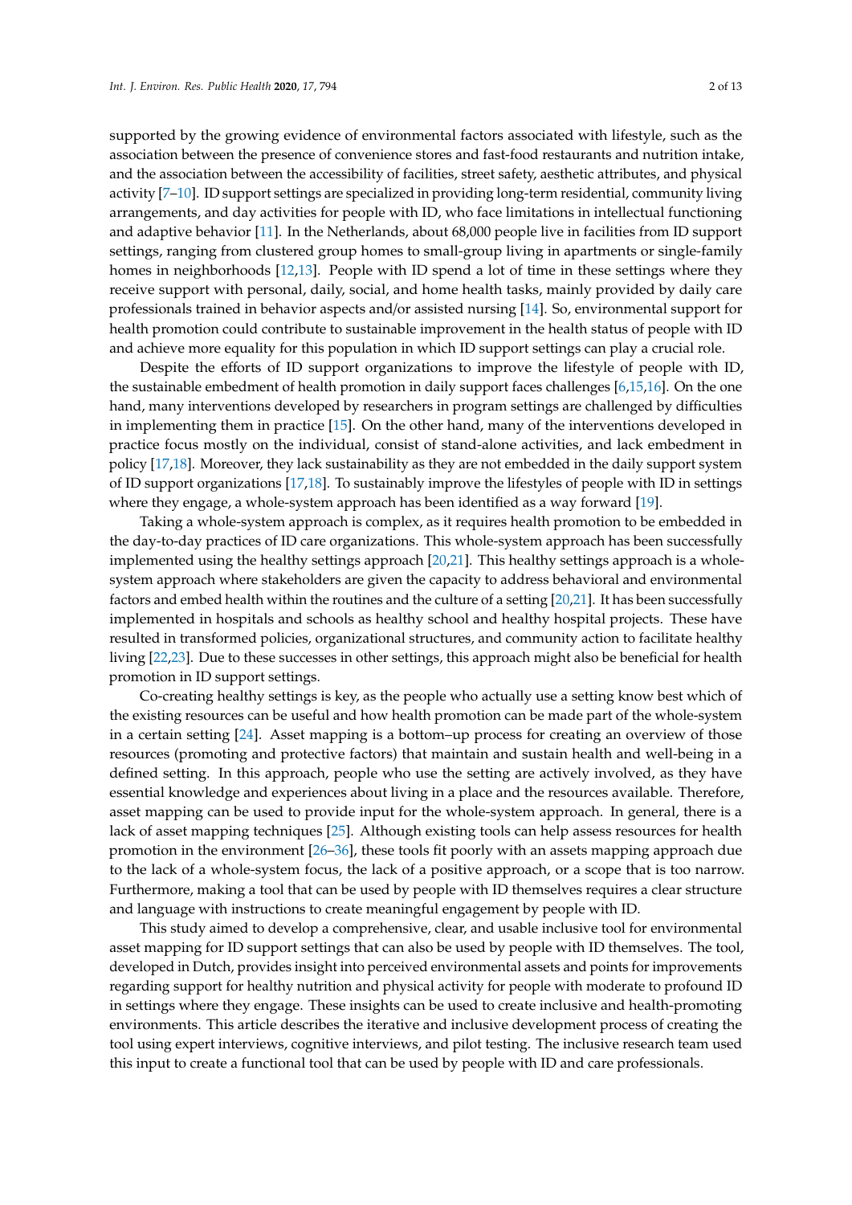supported by the growing evidence of environmental factors associated with lifestyle, such as the association between the presence of convenience stores and fast-food restaurants and nutrition intake, and the association between the accessibility of facilities, street safety, aesthetic attributes, and physical activity [7–10]. ID support settings are specialized in providing long-term residential, community living arrangements, and day activities for people with ID, who face limitations in intellectual functioning and adaptive behavior [11]. In the Netherlands, about 68,000 people live in facilities from ID support settings, ranging from clustered group homes to small-group living in apartments or single-family homes in neighborhoods [12,13]. People with ID spend a lot of time in these settings where they receive support with personal, daily, social, and home health tasks, mainly provided by daily care professionals trained in behavior aspects and/or assisted nursing [14]. So, environmental support for health promotion could contribute to sustainable improvement in the health status of people with ID and achieve more equality for this population in which ID support settings can play a crucial role.

Despite the efforts of ID support organizations to improve the lifestyle of people with ID, the sustainable embedment of health promotion in daily support faces challenges [6,15,16]. On the one hand, many interventions developed by researchers in program settings are challenged by difficulties in implementing them in practice [15]. On the other hand, many of the interventions developed in practice focus mostly on the individual, consist of stand-alone activities, and lack embedment in policy [17,18]. Moreover, they lack sustainability as they are not embedded in the daily support system of ID support organizations [17,18]. To sustainably improve the lifestyles of people with ID in settings where they engage, a whole-system approach has been identified as a way forward [19].

Taking a whole-system approach is complex, as it requires health promotion to be embedded in the day-to-day practices of ID care organizations. This whole-system approach has been successfully implemented using the healthy settings approach [20,21]. This healthy settings approach is a whole-system approach where stakeholders are given the capacity to address behavioral and environmental factors and embed health within the routines and the culture of a setting [20,21]. It has been successfully implemented in hospitals and schools as healthy school and healthy hospital projects. These have resulted in transformed policies, organizational structures, and community action to facilitate healthy living [22,23]. Due to these successes in other settings, this approach might also be beneficial for health promotion in ID support settings.

Co-creating healthy settings is key, as the people who actually use a setting know best which of the existing resources can be useful and how health promotion can be made part of the whole-system in a certain setting [24]. Asset mapping is a bottom–up process for creating an overview of those resources (promoting and protective factors) that maintain and sustain health and well-being in a defined setting. In this approach, people who use the setting are actively involved, as they have essential knowledge and experiences about living in a place and the resources available. Therefore, asset mapping can be used to provide input for the whole-system approach. In general, there is a lack of asset mapping techniques [25]. Although existing tools can help assess resources for health promotion in the environment [26–36], these tools fit poorly with an assets mapping approach due to the lack of a whole-system focus, the lack of a positive approach, or a scope that is too narrow. Furthermore, making a tool that can be used by people with ID themselves requires a clear structure and language with instructions to create meaningful engagement by people with ID.

This study aimed to develop a comprehensive, clear, and usable inclusive tool for environmental asset mapping for ID support settings that can also be used by people with ID themselves. The tool, developed in Dutch, provides insight into perceived environmental assets and points for improvements regarding support for healthy nutrition and physical activity for people with moderate to profound ID in settings where they engage. These insights can be used to create inclusive and health-promoting environments. This article describes the iterative and inclusive development process of creating the tool using expert interviews, cognitive interviews, and pilot testing. The inclusive research team used this input to create a functional tool that can be used by people with ID and care professionals.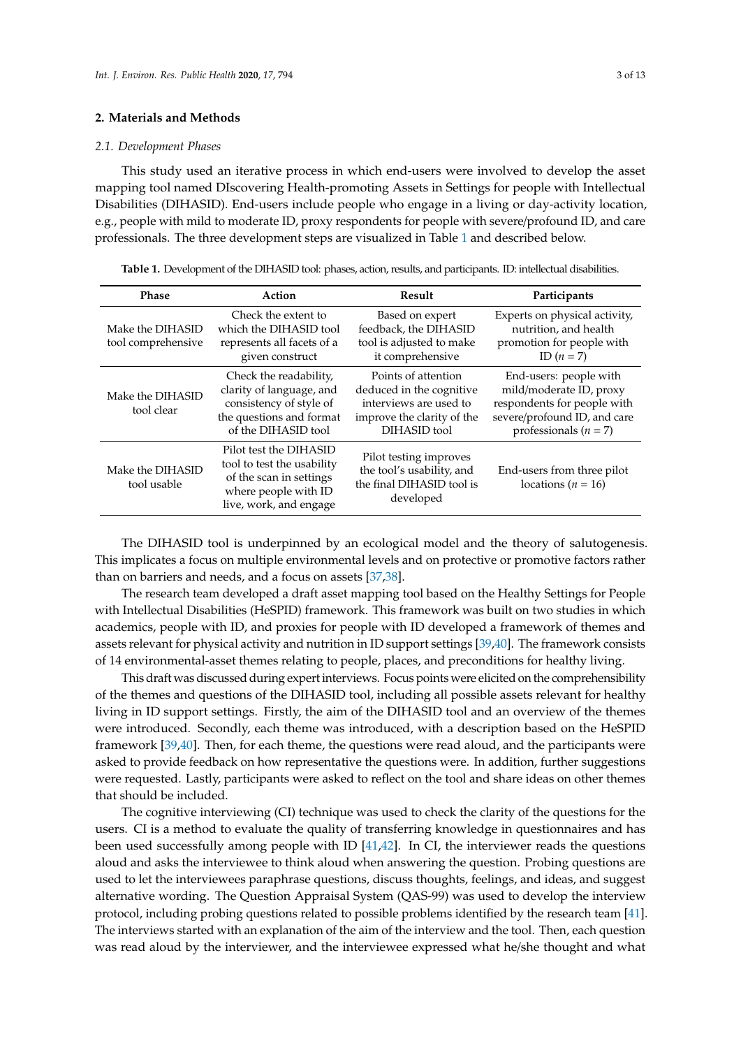## 2. Materials and Methods

### 2.1. Development Phases

This study used an iterative process in which end-users were involved to develop the asset mapping tool named DIscovering Health-promoting Assets in Settings for people with Intellectual Disabilities (DIHASID). End-users include people who engage in a living or day-activity location, e.g., people with mild to moderate ID, proxy respondents for people with severe/profound ID, and care professionals. The three development steps are visualized in Table 1 and described below.

**Table 1.** Development of the DIHASID tool: phases, action, results, and participants. ID: intellectual disabilities.

| Phase | Action | Result | Participants |
| --- | --- | --- | --- |
| Make the DIHASID tool comprehensive | Check the extent to which the DIHASID tool represents all facets of a given construct | Based on expert feedback, the DIHASID tool is adjusted to make it comprehensive | Experts on physical activity, nutrition, and health promotion for people with ID ($n = 7$) |
| Make the DIHASID tool clear | Check the readability, clarity of language, and consistency of style of the questions and format of the DIHASID tool | Points of attention deduced in the cognitive interviews are used to improve the clarity of the DIHASID tool | End-users: people with mild/moderate ID, proxy respondents for people with severe/profound ID, and care professionals ($n = 7$) |
| Make the DIHASID tool usable | Pilot test the DIHASID tool to test the usability of the scan in settings where people with ID live, work, and engage | Pilot testing improves the tool's usability, and the final DIHASID tool is developed | End-users from three pilot locations ($n = 16$) |

The DIHASID tool is underpinned by an ecological model and the theory of salutogenesis. This implicates a focus on multiple environmental levels and on protective or promotive factors rather than on barriers and needs, and a focus on assets [37,38].

The research team developed a draft asset mapping tool based on the Healthy Settings for People with Intellectual Disabilities (HeSPID) framework. This framework was built on two studies in which academics, people with ID, and proxies for people with ID developed a framework of themes and assets relevant for physical activity and nutrition in ID support settings [39,40]. The framework consists of 14 environmental-asset themes relating to people, places, and preconditions for healthy living.

This draft was discussed during expert interviews. Focus points were elicited on the comprehensibility of the themes and questions of the DIHASID tool, including all possible assets relevant for healthy living in ID support settings. Firstly, the aim of the DIHASID tool and an overview of the themes were introduced. Secondly, each theme was introduced, with a description based on the HeSPID framework [39,40]. Then, for each theme, the questions were read aloud, and the participants were asked to provide feedback on how representative the questions were. In addition, further suggestions were requested. Lastly, participants were asked to reflect on the tool and share ideas on other themes that should be included.

The cognitive interviewing (CI) technique was used to check the clarity of the questions for the users. CI is a method to evaluate the quality of transferring knowledge in questionnaires and has been used successfully among people with ID [41,42]. In CI, the interviewer reads the questions aloud and asks the interviewee to think aloud when answering the question. Probing questions are used to let the interviewees paraphrase questions, discuss thoughts, feelings, and ideas, and suggest alternative wording. The Question Appraisal System (QAS-99) was used to develop the interview protocol, including probing questions related to possible problems identified by the research team [41]. The interviews started with an explanation of the aim of the interview and the tool. Then, each question was read aloud by the interviewer, and the interviewee expressed what he/she thought and what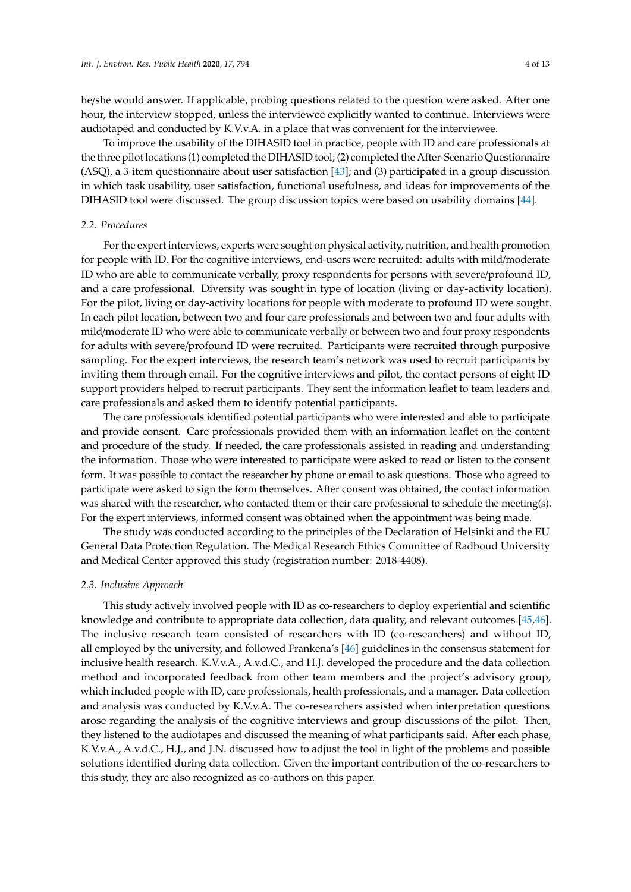he/she would answer. If applicable, probing questions related to the question were asked. After one hour, the interview stopped, unless the interviewee explicitly wanted to continue. Interviews were audiotaped and conducted by K.V.v.A. in a place that was convenient for the interviewee.

To improve the usability of the DIHASID tool in practice, people with ID and care professionals at the three pilot locations (1) completed the DIHASID tool; (2) completed the After-Scenario Questionnaire (ASQ), a 3-item questionnaire about user satisfaction [43]; and (3) participated in a group discussion in which task usability, user satisfaction, functional usefulness, and ideas for improvements of the DIHASID tool were discussed. The group discussion topics were based on usability domains [44].

### *2.2. Procedures*

For the expert interviews, experts were sought on physical activity, nutrition, and health promotion for people with ID. For the cognitive interviews, end-users were recruited: adults with mild/moderate ID who are able to communicate verbally, proxy respondents for persons with severe/profound ID, and a care professional. Diversity was sought in type of location (living or day-activity location). For the pilot, living or day-activity locations for people with moderate to profound ID were sought. In each pilot location, between two and four care professionals and between two and four adults with mild/moderate ID who were able to communicate verbally or between two and four proxy respondents for adults with severe/profound ID were recruited. Participants were recruited through purposive sampling. For the expert interviews, the research team's network was used to recruit participants by inviting them through email. For the cognitive interviews and pilot, the contact persons of eight ID support providers helped to recruit participants. They sent the information leaflet to team leaders and care professionals and asked them to identify potential participants.

The care professionals identified potential participants who were interested and able to participate and provide consent. Care professionals provided them with an information leaflet on the content and procedure of the study. If needed, the care professionals assisted in reading and understanding the information. Those who were interested to participate were asked to read or listen to the consent form. It was possible to contact the researcher by phone or email to ask questions. Those who agreed to participate were asked to sign the form themselves. After consent was obtained, the contact information was shared with the researcher, who contacted them or their care professional to schedule the meeting(s). For the expert interviews, informed consent was obtained when the appointment was being made.

The study was conducted according to the principles of the Declaration of Helsinki and the EU General Data Protection Regulation. The Medical Research Ethics Committee of Radboud University and Medical Center approved this study (registration number: 2018-4408).

### *2.3. Inclusive Approach*

This study actively involved people with ID as co-researchers to deploy experiential and scientific knowledge and contribute to appropriate data collection, data quality, and relevant outcomes [45,46]. The inclusive research team consisted of researchers with ID (co-researchers) and without ID, all employed by the university, and followed Frankena's [46] guidelines in the consensus statement for inclusive health research. K.V.v.A., A.v.d.C., and H.J. developed the procedure and the data collection method and incorporated feedback from other team members and the project's advisory group, which included people with ID, care professionals, health professionals, and a manager. Data collection and analysis was conducted by K.V.v.A. The co-researchers assisted when interpretation questions arose regarding the analysis of the cognitive interviews and group discussions of the pilot. Then, they listened to the audiotapes and discussed the meaning of what participants said. After each phase, K.V.v.A., A.v.d.C., H.J., and J.N. discussed how to adjust the tool in light of the problems and possible solutions identified during data collection. Given the important contribution of the co-researchers to this study, they are also recognized as co-authors on this paper.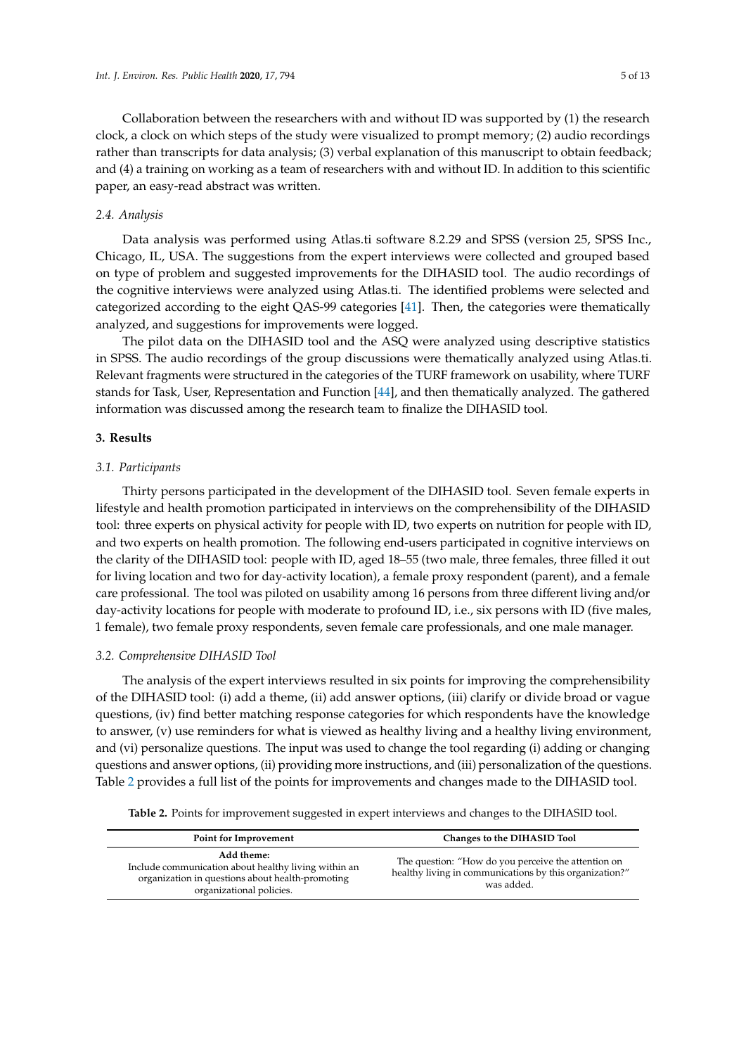Collaboration between the researchers with and without ID was supported by (1) the research clock, a clock on which steps of the study were visualized to prompt memory; (2) audio recordings rather than transcripts for data analysis; (3) verbal explanation of this manuscript to obtain feedback; and (4) a training on working as a team of researchers with and without ID. In addition to this scientific paper, an easy-read abstract was written.

### 2.4. Analysis

Data analysis was performed using Atlas.ti software 8.2.29 and SPSS (version 25, SPSS Inc., Chicago, IL, USA. The suggestions from the expert interviews were collected and grouped based on type of problem and suggested improvements for the DIHASID tool. The audio recordings of the cognitive interviews were analyzed using Atlas.ti. The identified problems were selected and categorized according to the eight QAS-99 categories [41]. Then, the categories were thematically analyzed, and suggestions for improvements were logged.

The pilot data on the DIHASID tool and the ASQ were analyzed using descriptive statistics in SPSS. The audio recordings of the group discussions were thematically analyzed using Atlas.ti. Relevant fragments were structured in the categories of the TURF framework on usability, where TURF stands for Task, User, Representation and Function [44], and then thematically analyzed. The gathered information was discussed among the research team to finalize the DIHASID tool.

## 3. Results

### 3.1. Participants

Thirty persons participated in the development of the DIHASID tool. Seven female experts in lifestyle and health promotion participated in interviews on the comprehensibility of the DIHASID tool: three experts on physical activity for people with ID, two experts on nutrition for people with ID, and two experts on health promotion. The following end-users participated in cognitive interviews on the clarity of the DIHASID tool: people with ID, aged 18–55 (two male, three females, three filled it out for living location and two for day-activity location), a female proxy respondent (parent), and a female care professional. The tool was piloted on usability among 16 persons from three different living and/or day-activity locations for people with moderate to profound ID, i.e., six persons with ID (five males, 1 female), two female proxy respondents, seven female care professionals, and one male manager.

### 3.2. Comprehensive DIHASID Tool

The analysis of the expert interviews resulted in six points for improving the comprehensibility of the DIHASID tool: (i) add a theme, (ii) add answer options, (iii) clarify or divide broad or vague questions, (iv) find better matching response categories for which respondents have the knowledge to answer, (v) use reminders for what is viewed as healthy living and a healthy living environment, and (vi) personalize questions. The input was used to change the tool regarding (i) adding or changing questions and answer options, (ii) providing more instructions, and (iii) personalization of the questions. Table 2 provides a full list of the points for improvements and changes made to the DIHASID tool.

**Table 2.** Points for improvement suggested in expert interviews and changes to the DIHASID tool.

| Point for Improvement | Changes to the DIHASID Tool |
| --- | --- |
| **Add theme:** Include communication about healthy living within an organization in questions about health-promoting organizational policies. | The question: "How do you perceive the attention on healthy living in communications by this organization?" was added. |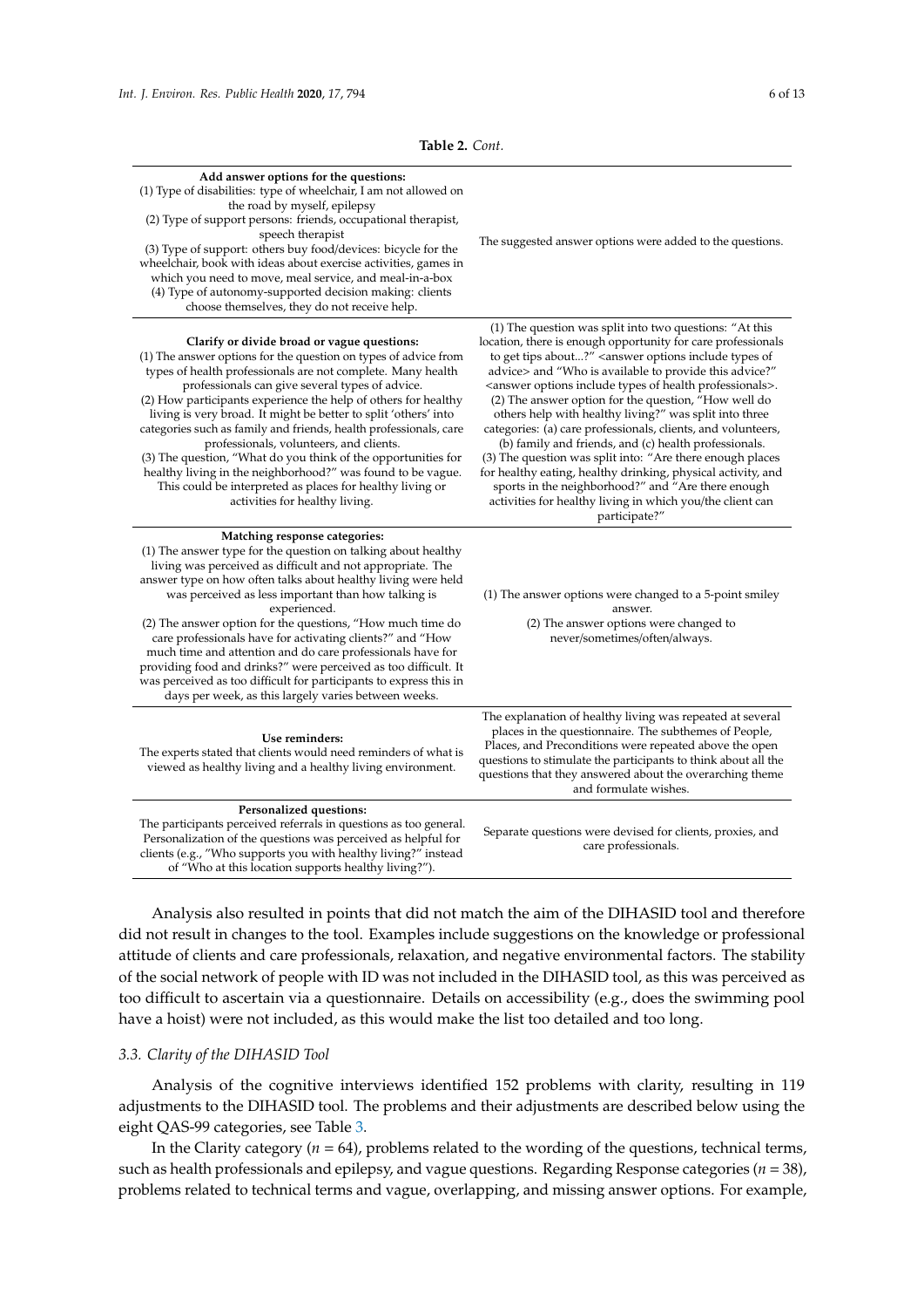**Table 2.** *Cont.*

| | |
|---|---|
| **Add answer options for the questions:** (1) Type of disabilities: type of wheelchair, I am not allowed on the road by myself, epilepsy (2) Type of support persons: friends, occupational therapist, speech therapist (3) Type of support: others buy food/devices: bicycle for the wheelchair, book with ideas about exercise activities, games in which you need to move, meal service, and meal-in-a-box (4) Type of autonomy-supported decision making: clients choose themselves, they do not receive help. | The suggested answer options were added to the questions. |
| **Clarify or divide broad or vague questions:** (1) The answer options for the question on types of advice from types of health professionals are not complete. Many health professionals can give several types of advice. (2) How participants experience the help of others for healthy living is very broad. It might be better to split 'others' into categories such as family and friends, health professionals, care professionals, volunteers, and clients. (3) The question, "What do you think of the opportunities for healthy living in the neighborhood?" was found to be vague. This could be interpreted as places for healthy living or activities for healthy living. | (1) The question was split into two questions: "At this location, there is enough opportunity for care professionals to get tips about...?" <answer options include types of advice> and "Who is available to provide this advice?" <answer options include types of health professionals>. (2) The answer option for the question, "How well do others help with healthy living?" was split into three categories: (a) care professionals, clients, and volunteers, (b) family and friends, and (c) health professionals. (3) The question was split into: "Are there enough places for healthy eating, healthy drinking, physical activity, and sports in the neighborhood?" and "Are there enough activities for healthy living in which you/the client can participate?" |
| **Matching response categories:** (1) The answer type for the question on talking about healthy living was perceived as difficult and not appropriate. The answer type on how often talks about healthy living were held was perceived as less important than how talking is experienced. (2) The answer option for the questions, "How much time do care professionals have for activating clients?" and "How much time and attention and do care professionals have for providing food and drinks?" were perceived as too difficult. It was perceived as too difficult for participants to express this in days per week, as this largely varies between weeks. | (1) The answer options were changed to a 5-point smiley answer. (2) The answer options were changed to never/sometimes/often/always. |
| **Use reminders:** The experts stated that clients would need reminders of what is viewed as healthy living and a healthy living environment. | The explanation of healthy living was repeated at several places in the questionnaire. The subthemes of People, Places, and Preconditions were repeated above the open questions to stimulate the participants to think about all the questions that they answered about the overarching theme and formulate wishes. |
| **Personalized questions:** The participants perceived referrals in questions as too general. Personalization of the questions was perceived as helpful for clients (e.g., "Who supports you with healthy living?" instead of "Who at this location supports healthy living?"). | Separate questions were devised for clients, proxies, and care professionals. |

Analysis also resulted in points that did not match the aim of the DIHASID tool and therefore did not result in changes to the tool. Examples include suggestions on the knowledge or professional attitude of clients and care professionals, relaxation, and negative environmental factors. The stability of the social network of people with ID was not included in the DIHASID tool, as this was perceived as too difficult to ascertain via a questionnaire. Details on accessibility (e.g., does the swimming pool have a hoist) were not included, as this would make the list too detailed and too long.

### *3.3. Clarity of the DIHASID Tool*

Analysis of the cognitive interviews identified 152 problems with clarity, resulting in 119 adjustments to the DIHASID tool. The problems and their adjustments are described below using the eight QAS-99 categories, see Table 3.

In the Clarity category ($n = 64$), problems related to the wording of the questions, technical terms, such as health professionals and epilepsy, and vague questions. Regarding Response categories ($n = 38$), problems related to technical terms and vague, overlapping, and missing answer options. For example,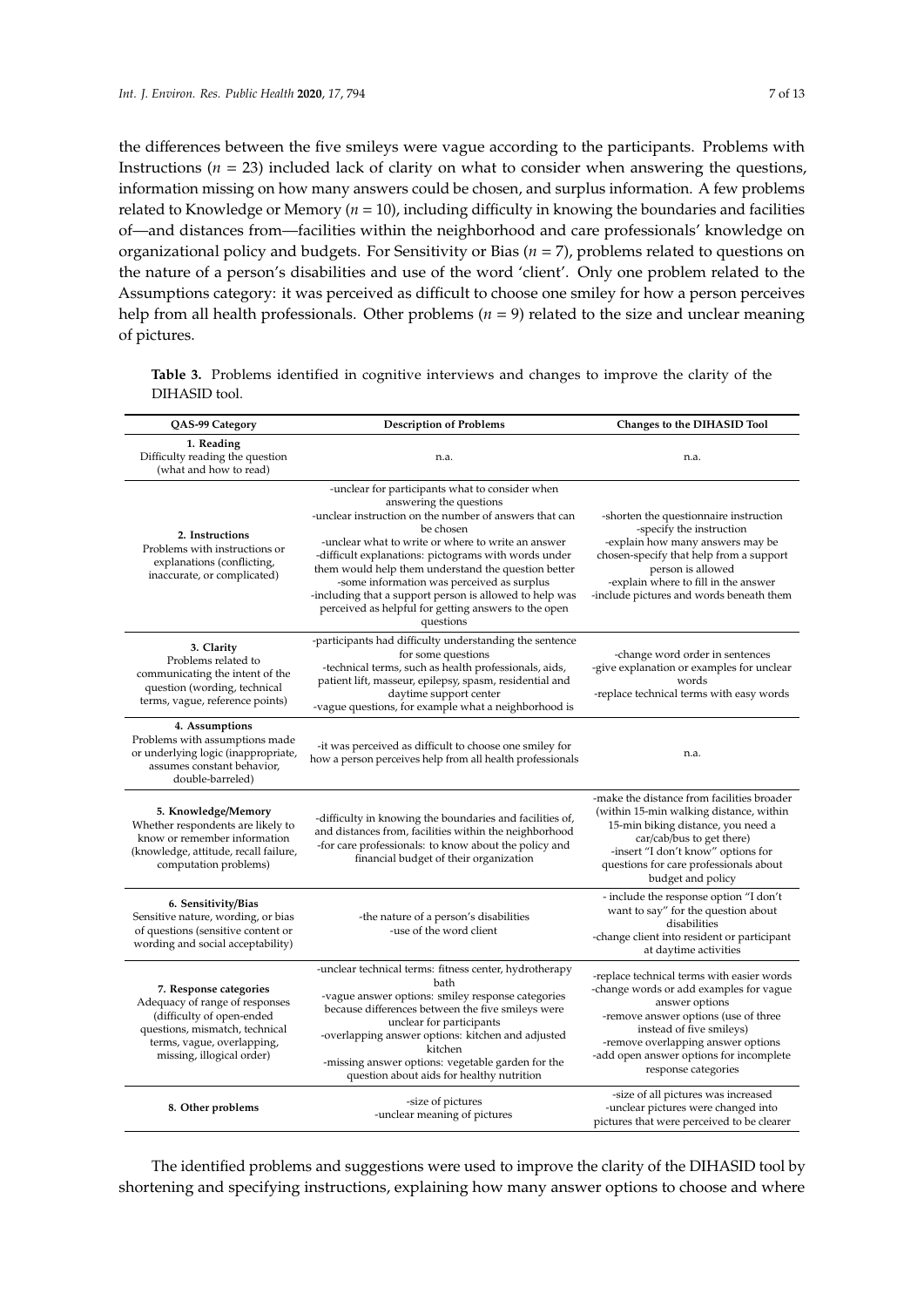the differences between the five smileys were vague according to the participants. Problems with Instructions ($n = 23$) included lack of clarity on what to consider when answering the questions, information missing on how many answers could be chosen, and surplus information. A few problems related to Knowledge or Memory ($n = 10$), including difficulty in knowing the boundaries and facilities of—and distances from—facilities within the neighborhood and care professionals' knowledge on organizational policy and budgets. For Sensitivity or Bias ($n = 7$), problems related to questions on the nature of a person's disabilities and use of the word 'client'. Only one problem related to the Assumptions category: it was perceived as difficult to choose one smiley for how a person perceives help from all health professionals. Other problems ($n = 9$) related to the size and unclear meaning of pictures.

**Table 3.** Problems identified in cognitive interviews and changes to improve the clarity of the DIHASID tool.

| QAS-99 Category | Description of Problems | Changes to the DIHASID Tool |
|---|---|---|
| **1. Reading** Difficulty reading the question (what and how to read) | n.a. | n.a. |
| **2. Instructions** Problems with instructions or explanations (conflicting, inaccurate, or complicated) | -unclear for participants what to consider when answering the questions -unclear instruction on the number of answers that can be chosen -unclear what to write or where to write an answer -difficult explanations: pictograms with words under them would help them understand the question better -some information was perceived as surplus -including that a support person is allowed to help was perceived as helpful for getting answers to the open questions | -shorten the questionnaire instruction -specify the instruction -explain how many answers may be chosen-specify that help from a support person is allowed -explain where to fill in the answer -include pictures and words beneath them |
| **3. Clarity** Problems related to communicating the intent of the question (wording, technical terms, vague, reference points) | -participants had difficulty understanding the sentence for some questions -technical terms, such as health professionals, aids, patient lift, masseur, epilepsy, spasm, residential and daytime support center -vague questions, for example what a neighborhood is | -change word order in sentences -give explanation or examples for unclear words -replace technical terms with easy words |
| **4. Assumptions** Problems with assumptions made or underlying logic (inappropriate, assumes constant behavior, double-barreled) | -it was perceived as difficult to choose one smiley for how a person perceives help from all health professionals | n.a. |
| **5. Knowledge/Memory** Whether respondents are likely to know or remember information (knowledge, attitude, recall failure, computation problems) | -difficulty in knowing the boundaries and facilities of, and distances from, facilities within the neighborhood -for care professionals: to know about the policy and financial budget of their organization | -make the distance from facilities broader (within 15-min walking distance, within 15-min biking distance, you need a car/cab/bus to get there) -insert "I don't know" options for questions for care professionals about budget and policy |
| **6. Sensitivity/Bias** Sensitive nature, wording, or bias of questions (sensitive content or wording and social acceptability) | -the nature of a person's disabilities -use of the word client | - include the response option "I don't want to say" for the question about disabilities -change client into resident or participant at daytime activities |
| **7. Response categories** Adequacy of range of responses (difficulty of open-ended questions, mismatch, technical terms, vague, overlapping, missing, illogical order) | -unclear technical terms: fitness center, hydrotherapy bath -vague answer options: smiley response categories because differences between the five smileys were unclear for participants -overlapping answer options: kitchen and adjusted kitchen -missing answer options: vegetable garden for the question about aids for healthy nutrition | -replace technical terms with easier words -change words or add examples for vague answer options -remove answer options (use of three instead of five smileys) -remove overlapping answer options -add open answer options for incomplete response categories |
| **8. Other problems** | -size of pictures -unclear meaning of pictures | -size of all pictures was increased -unclear pictures were changed into pictures that were perceived to be clearer |

The identified problems and suggestions were used to improve the clarity of the DIHASID tool by shortening and specifying instructions, explaining how many answer options to choose and where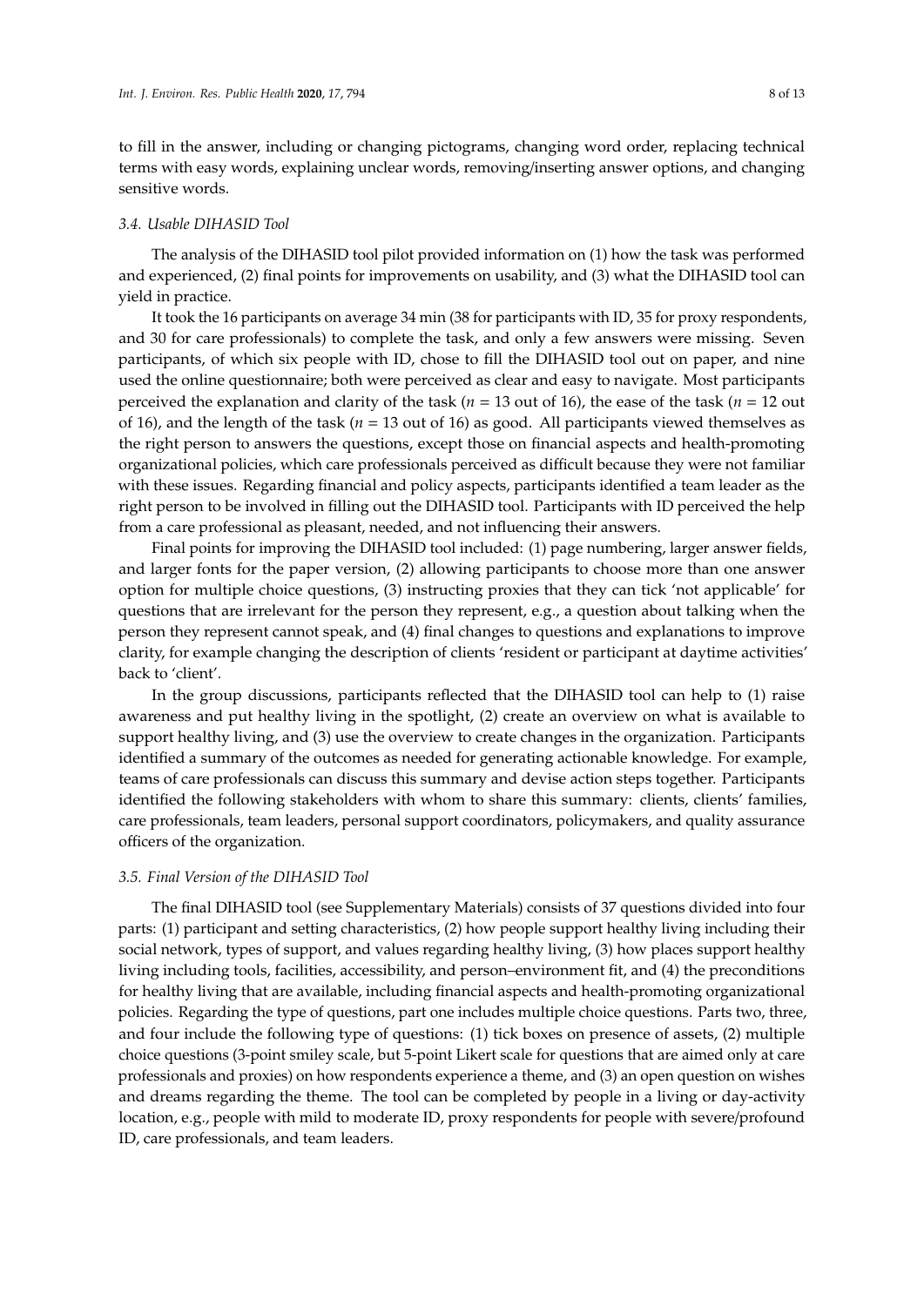to fill in the answer, including or changing pictograms, changing word order, replacing technical terms with easy words, explaining unclear words, removing/inserting answer options, and changing sensitive words.

### *3.4. Usable DIHASID Tool*

The analysis of the DIHASID tool pilot provided information on (1) how the task was performed and experienced, (2) final points for improvements on usability, and (3) what the DIHASID tool can yield in practice.

It took the 16 participants on average 34 min (38 for participants with ID, 35 for proxy respondents, and 30 for care professionals) to complete the task, and only a few answers were missing. Seven participants, of which six people with ID, chose to fill the DIHASID tool out on paper, and nine used the online questionnaire; both were perceived as clear and easy to navigate. Most participants perceived the explanation and clarity of the task ($n$ = 13 out of 16), the ease of the task ($n$ = 12 out of 16), and the length of the task ($n$ = 13 out of 16) as good. All participants viewed themselves as the right person to answers the questions, except those on financial aspects and health-promoting organizational policies, which care professionals perceived as difficult because they were not familiar with these issues. Regarding financial and policy aspects, participants identified a team leader as the right person to be involved in filling out the DIHASID tool. Participants with ID perceived the help from a care professional as pleasant, needed, and not influencing their answers.

Final points for improving the DIHASID tool included: (1) page numbering, larger answer fields, and larger fonts for the paper version, (2) allowing participants to choose more than one answer option for multiple choice questions, (3) instructing proxies that they can tick 'not applicable' for questions that are irrelevant for the person they represent, e.g., a question about talking when the person they represent cannot speak, and (4) final changes to questions and explanations to improve clarity, for example changing the description of clients 'resident or participant at daytime activities' back to 'client'.

In the group discussions, participants reflected that the DIHASID tool can help to (1) raise awareness and put healthy living in the spotlight, (2) create an overview on what is available to support healthy living, and (3) use the overview to create changes in the organization. Participants identified a summary of the outcomes as needed for generating actionable knowledge. For example, teams of care professionals can discuss this summary and devise action steps together. Participants identified the following stakeholders with whom to share this summary: clients, clients' families, care professionals, team leaders, personal support coordinators, policymakers, and quality assurance officers of the organization.

### *3.5. Final Version of the DIHASID Tool*

The final DIHASID tool (see Supplementary Materials) consists of 37 questions divided into four parts: (1) participant and setting characteristics, (2) how people support healthy living including their social network, types of support, and values regarding healthy living, (3) how places support healthy living including tools, facilities, accessibility, and person–environment fit, and (4) the preconditions for healthy living that are available, including financial aspects and health-promoting organizational policies. Regarding the type of questions, part one includes multiple choice questions. Parts two, three, and four include the following type of questions: (1) tick boxes on presence of assets, (2) multiple choice questions (3-point smiley scale, but 5-point Likert scale for questions that are aimed only at care professionals and proxies) on how respondents experience a theme, and (3) an open question on wishes and dreams regarding the theme. The tool can be completed by people in a living or day-activity location, e.g., people with mild to moderate ID, proxy respondents for people with severe/profound ID, care professionals, and team leaders.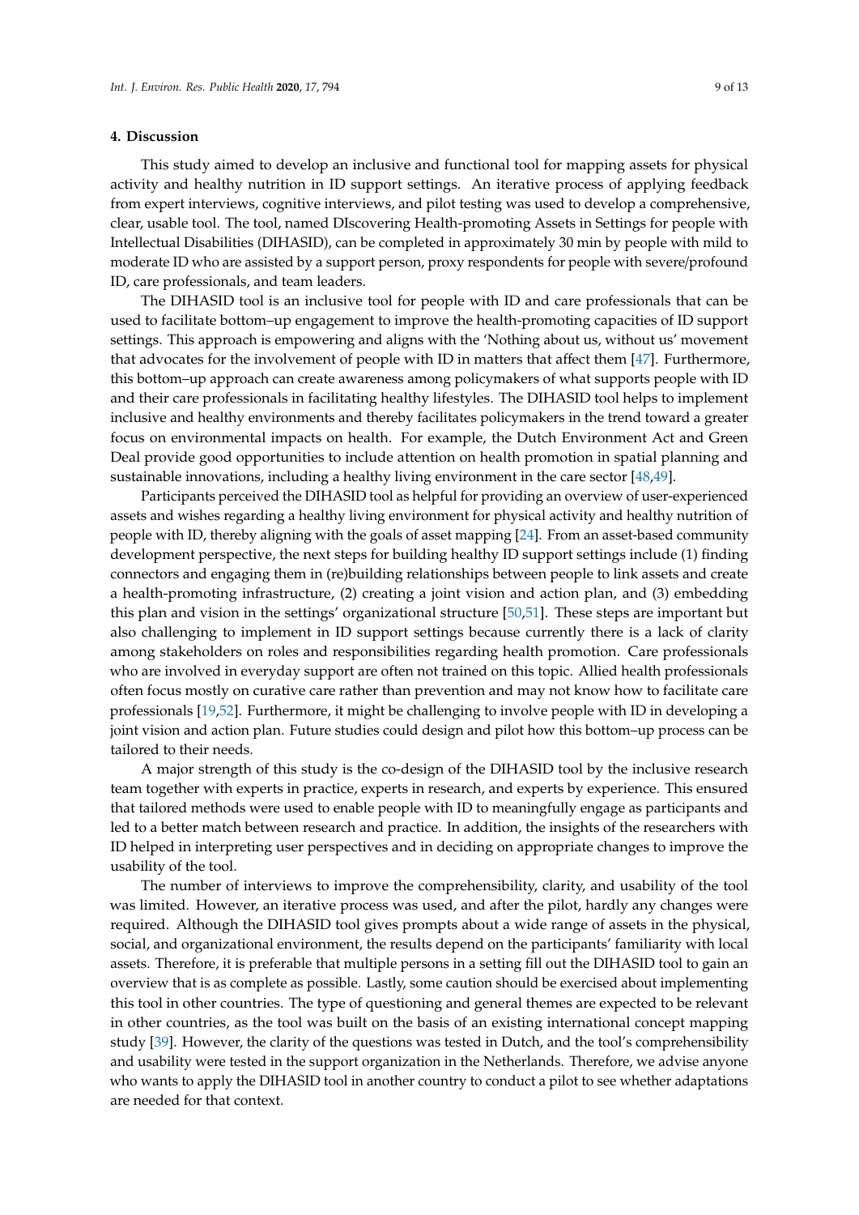## 4. Discussion

This study aimed to develop an inclusive and functional tool for mapping assets for physical activity and healthy nutrition in ID support settings. An iterative process of applying feedback from expert interviews, cognitive interviews, and pilot testing was used to develop a comprehensive, clear, usable tool. The tool, named DIscovering Health-promoting Assets in Settings for people with Intellectual Disabilities (DIHASID), can be completed in approximately 30 min by people with mild to moderate ID who are assisted by a support person, proxy respondents for people with severe/profound ID, care professionals, and team leaders.

The DIHASID tool is an inclusive tool for people with ID and care professionals that can be used to facilitate bottom–up engagement to improve the health-promoting capacities of ID support settings. This approach is empowering and aligns with the 'Nothing about us, without us' movement that advocates for the involvement of people with ID in matters that affect them [47]. Furthermore, this bottom–up approach can create awareness among policymakers of what supports people with ID and their care professionals in facilitating healthy lifestyles. The DIHASID tool helps to implement inclusive and healthy environments and thereby facilitates policymakers in the trend toward a greater focus on environmental impacts on health. For example, the Dutch Environment Act and Green Deal provide good opportunities to include attention on health promotion in spatial planning and sustainable innovations, including a healthy living environment in the care sector [48,49].

Participants perceived the DIHASID tool as helpful for providing an overview of user-experienced assets and wishes regarding a healthy living environment for physical activity and healthy nutrition of people with ID, thereby aligning with the goals of asset mapping [24]. From an asset-based community development perspective, the next steps for building healthy ID support settings include (1) finding connectors and engaging them in (re)building relationships between people to link assets and create a health-promoting infrastructure, (2) creating a joint vision and action plan, and (3) embedding this plan and vision in the settings' organizational structure [50,51]. These steps are important but also challenging to implement in ID support settings because currently there is a lack of clarity among stakeholders on roles and responsibilities regarding health promotion. Care professionals who are involved in everyday support are often not trained on this topic. Allied health professionals often focus mostly on curative care rather than prevention and may not know how to facilitate care professionals [19,52]. Furthermore, it might be challenging to involve people with ID in developing a joint vision and action plan. Future studies could design and pilot how this bottom–up process can be tailored to their needs.

A major strength of this study is the co-design of the DIHASID tool by the inclusive research team together with experts in practice, experts in research, and experts by experience. This ensured that tailored methods were used to enable people with ID to meaningfully engage as participants and led to a better match between research and practice. In addition, the insights of the researchers with ID helped in interpreting user perspectives and in deciding on appropriate changes to improve the usability of the tool.

The number of interviews to improve the comprehensibility, clarity, and usability of the tool was limited. However, an iterative process was used, and after the pilot, hardly any changes were required. Although the DIHASID tool gives prompts about a wide range of assets in the physical, social, and organizational environment, the results depend on the participants' familiarity with local assets. Therefore, it is preferable that multiple persons in a setting fill out the DIHASID tool to gain an overview that is as complete as possible. Lastly, some caution should be exercised about implementing this tool in other countries. The type of questioning and general themes are expected to be relevant in other countries, as the tool was built on the basis of an existing international concept mapping study [39]. However, the clarity of the questions was tested in Dutch, and the tool's comprehensibility and usability were tested in the support organization in the Netherlands. Therefore, we advise anyone who wants to apply the DIHASID tool in another country to conduct a pilot to see whether adaptations are needed for that context.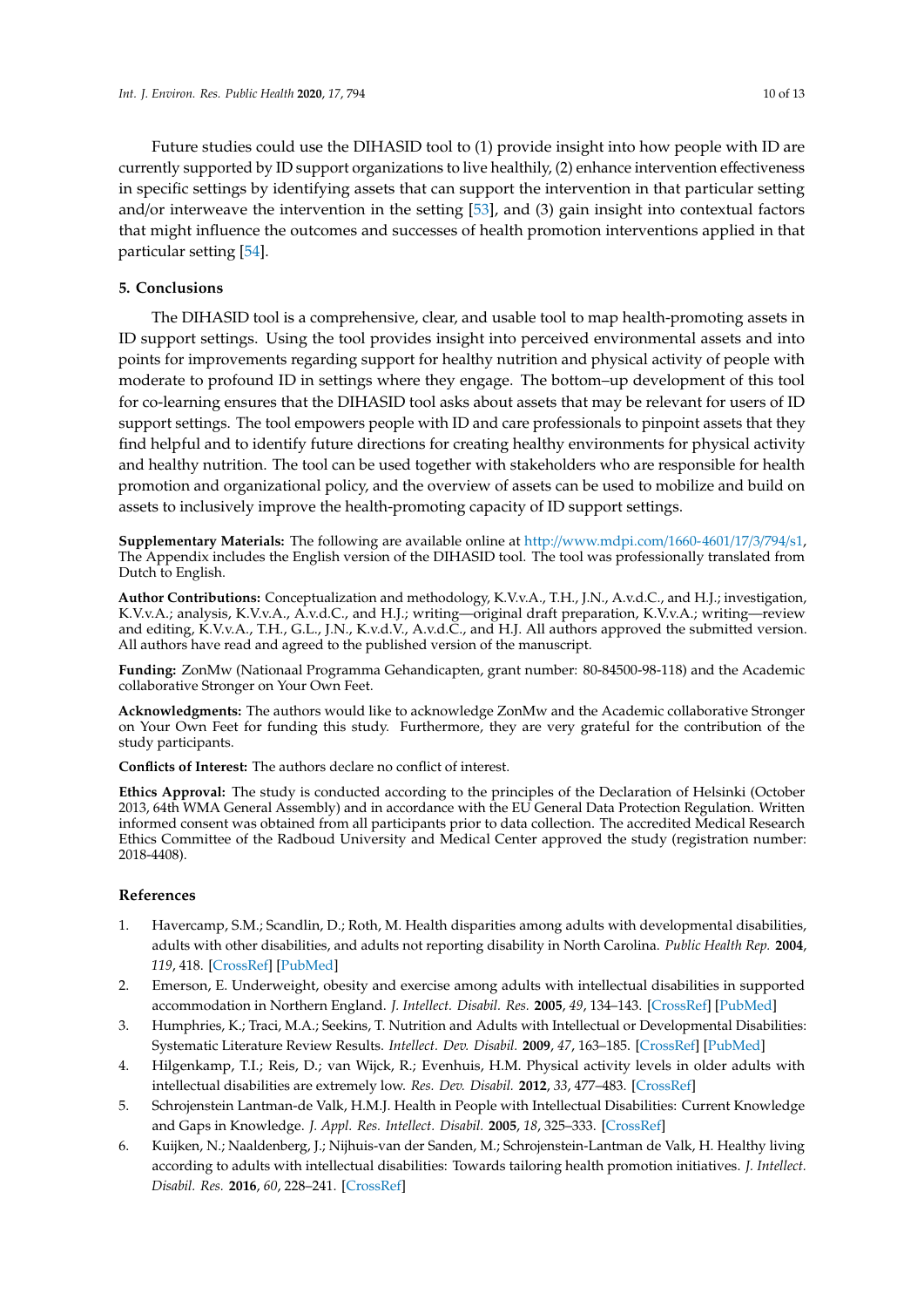Future studies could use the DIHASID tool to (1) provide insight into how people with ID are currently supported by ID support organizations to live healthily, (2) enhance intervention effectiveness in specific settings by identifying assets that can support the intervention in that particular setting and/or interweave the intervention in the setting [53], and (3) gain insight into contextual factors that might influence the outcomes and successes of health promotion interventions applied in that particular setting [54].

## 5. Conclusions

The DIHASID tool is a comprehensive, clear, and usable tool to map health-promoting assets in ID support settings. Using the tool provides insight into perceived environmental assets and into points for improvements regarding support for healthy nutrition and physical activity of people with moderate to profound ID in settings where they engage. The bottom–up development of this tool for co-learning ensures that the DIHASID tool asks about assets that may be relevant for users of ID support settings. The tool empowers people with ID and care professionals to pinpoint assets that they find helpful and to identify future directions for creating healthy environments for physical activity and healthy nutrition. The tool can be used together with stakeholders who are responsible for health promotion and organizational policy, and the overview of assets can be used to mobilize and build on assets to inclusively improve the health-promoting capacity of ID support settings.

**Supplementary Materials:** The following are available online at http://www.mdpi.com/1660-4601/17/3/794/s1, The Appendix includes the English version of the DIHASID tool. The tool was professionally translated from Dutch to English.

**Author Contributions:** Conceptualization and methodology, K.V.v.A., T.H., J.N., A.v.d.C., and H.J.; investigation, K.V.v.A.; analysis, K.V.v.A., A.v.d.C., and H.J.; writing—original draft preparation, K.V.v.A.; writing—review and editing, K.V.v.A., T.H., G.L., J.N., K.v.d.V., A.v.d.C., and H.J. All authors approved the submitted version. All authors have read and agreed to the published version of the manuscript.

**Funding:** ZonMw (Nationaal Programma Gehandicapten, grant number: 80-84500-98-118) and the Academic collaborative Stronger on Your Own Feet.

**Acknowledgments:** The authors would like to acknowledge ZonMw and the Academic collaborative Stronger on Your Own Feet for funding this study. Furthermore, they are very grateful for the contribution of the study participants.

**Conflicts of Interest:** The authors declare no conflict of interest.

**Ethics Approval:** The study is conducted according to the principles of the Declaration of Helsinki (October 2013, 64th WMA General Assembly) and in accordance with the EU General Data Protection Regulation. Written informed consent was obtained from all participants prior to data collection. The accredited Medical Research Ethics Committee of the Radboud University and Medical Center approved the study (registration number: 2018-4408).

## References

1. Havercamp, S.M.; Scandlin, D.; Roth, M. Health disparities among adults with developmental disabilities, adults with other disabilities, and adults not reporting disability in North Carolina. *Public Health Rep.* **2004**, *119*, 418. [CrossRef] [PubMed]
2. Emerson, E. Underweight, obesity and exercise among adults with intellectual disabilities in supported accommodation in Northern England. *J. Intellect. Disabil. Res.* **2005**, *49*, 134–143. [CrossRef] [PubMed]
3. Humphries, K.; Traci, M.A.; Seekins, T. Nutrition and Adults with Intellectual or Developmental Disabilities: Systematic Literature Review Results. *Intellect. Dev. Disabil.* **2009**, *47*, 163–185. [CrossRef] [PubMed]
4. Hilgenkamp, T.I.; Reis, D.; van Wijck, R.; Evenhuis, H.M. Physical activity levels in older adults with intellectual disabilities are extremely low. *Res. Dev. Disabil.* **2012**, *33*, 477–483. [CrossRef]
5. Schrojenstein Lantman-de Valk, H.M.J. Health in People with Intellectual Disabilities: Current Knowledge and Gaps in Knowledge. *J. Appl. Res. Intellect. Disabil.* **2005**, *18*, 325–333. [CrossRef]
6. Kuijken, N.; Naaldenberg, J.; Nijhuis-van der Sanden, M.; Schrojenstein-Lantman de Valk, H. Healthy living according to adults with intellectual disabilities: Towards tailoring health promotion initiatives. *J. Intellect. Disabil. Res.* **2016**, *60*, 228–241. [CrossRef]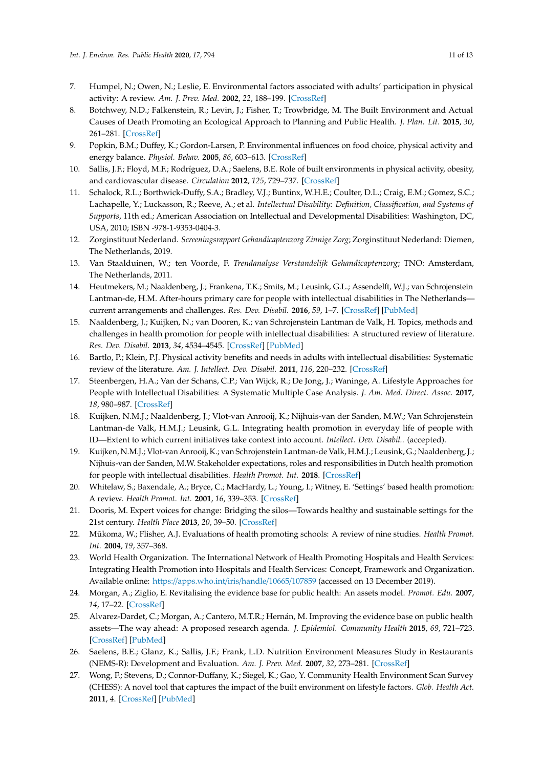7. Humpel, N.; Owen, N.; Leslie, E. Environmental factors associated with adults' participation in physical activity: A review. *Am. J. Prev. Med.* **2002**, *22*, 188–199. [CrossRef]
8. Botchwey, N.D.; Falkenstein, R.; Levin, J.; Fisher, T.; Trowbridge, M. The Built Environment and Actual Causes of Death Promoting an Ecological Approach to Planning and Public Health. *J. Plan. Lit.* **2015**, *30*, 261–281. [CrossRef]
9. Popkin, B.M.; Duffey, K.; Gordon-Larsen, P. Environmental influences on food choice, physical activity and energy balance. *Physiol. Behav.* **2005**, *86*, 603–613. [CrossRef]
10. Sallis, J.F.; Floyd, M.F.; Rodríguez, D.A.; Saelens, B.E. Role of built environments in physical activity, obesity, and cardiovascular disease. *Circulation* **2012**, *125*, 729–737. [CrossRef]
11. Schalock, R.L.; Borthwick-Duffy, S.A.; Bradley, V.J.; Buntinx, W.H.E.; Coulter, D.L.; Craig, E.M.; Gomez, S.C.; Lachapelle, Y.; Luckasson, R.; Reeve, A.; et al. *Intellectual Disability: Definition, Classification, and Systems of Supports*, 11th ed.; American Association on Intellectual and Developmental Disabilities: Washington, DC, USA, 2010; ISBN -978-1-9353-0404-3.
12. Zorginstituut Nederland. *Screeningsrapport Gehandicaptenzorg Zinnige Zorg*; Zorginstituut Nederland: Diemen, The Netherlands, 2019.
13. Van Staalduinen, W.; ten Voorde, F. *Trendanalyse Verstandelijk Gehandicaptenzorg*; TNO: Amsterdam, The Netherlands, 2011.
14. Heutmekers, M.; Naaldenberg, J.; Frankena, T.K.; Smits, M.; Leusink, G.L.; Assendelft, W.J.; van Schrojenstein Lantman-de, H.M. After-hours primary care for people with intellectual disabilities in The Netherlands—current arrangements and challenges. *Res. Dev. Disabil.* **2016**, *59*, 1–7. [CrossRef] [PubMed]
15. Naaldenberg, J.; Kuijken, N.; van Dooren, K.; van Schrojenstein Lantman de Valk, H. Topics, methods and challenges in health promotion for people with intellectual disabilities: A structured review of literature. *Res. Dev. Disabil.* **2013**, *34*, 4534–4545. [CrossRef] [PubMed]
16. Bartlo, P.; Klein, P.J. Physical activity benefits and needs in adults with intellectual disabilities: Systematic review of the literature. *Am. J. Intellect. Dev. Disabil.* **2011**, *116*, 220–232. [CrossRef]
17. Steenbergen, H.A.; Van der Schans, C.P.; Van Wijck, R.; De Jong, J.; Waninge, A. Lifestyle Approaches for People with Intellectual Disabilities: A Systematic Multiple Case Analysis. *J. Am. Med. Direct. Assoc.* **2017**, *18*, 980–987. [CrossRef]
18. Kuijken, N.M.J.; Naaldenberg, J.; Vlot-van Anrooij, K.; Nijhuis-van der Sanden, M.W.; Van Schrojenstein Lantman-de Valk, H.M.J.; Leusink, G.L. Integrating health promotion in everyday life of people with ID—Extent to which current initiatives take context into account. *Intellect. Dev. Disabil.*. (accepted).
19. Kuijken, N.M.J.; Vlot-van Anrooij, K.; van Schrojenstein Lantman-de Valk, H.M.J.; Leusink, G.; Naaldenberg, J.; Nijhuis-van der Sanden, M.W. Stakeholder expectations, roles and responsibilities in Dutch health promotion for people with intellectual disabilities. *Health Promot. Int.* **2018**. [CrossRef]
20. Whitelaw, S.; Baxendale, A.; Bryce, C.; MacHardy, L.; Young, I.; Witney, E. 'Settings' based health promotion: A review. *Health Promot. Int.* **2001**, *16*, 339–353. [CrossRef]
21. Dooris, M. Expert voices for change: Bridging the silos—Towards healthy and sustainable settings for the 21st century. *Health Place* **2013**, *20*, 39–50. [CrossRef]
22. Mũkoma, W.; Flisher, A.J. Evaluations of health promoting schools: A review of nine studies. *Health Promot. Int.* **2004**, *19*, 357–368.
23. World Health Organization. The International Network of Health Promoting Hospitals and Health Services: Integrating Health Promotion into Hospitals and Health Services: Concept, Framework and Organization. Available online: https://apps.who.int/iris/handle/10665/107859 (accessed on 13 December 2019).
24. Morgan, A.; Ziglio, E. Revitalising the evidence base for public health: An assets model. *Promot. Edu.* **2007**, *14*, 17–22. [CrossRef]
25. Alvarez-Dardet, C.; Morgan, A.; Cantero, M.T.R.; Hernán, M. Improving the evidence base on public health assets—The way ahead: A proposed research agenda. *J. Epidemiol. Community Health* **2015**, *69*, 721–723. [CrossRef] [PubMed]
26. Saelens, B.E.; Glanz, K.; Sallis, J.F.; Frank, L.D. Nutrition Environment Measures Study in Restaurants (NEMS-R): Development and Evaluation. *Am. J. Prev. Med.* **2007**, *32*, 273–281. [CrossRef]
27. Wong, F.; Stevens, D.; Connor-Duffany, K.; Siegel, K.; Gao, Y. Community Health Environment Scan Survey (CHESS): A novel tool that captures the impact of the built environment on lifestyle factors. *Glob. Health Act.* **2011**, *4*. [CrossRef] [PubMed]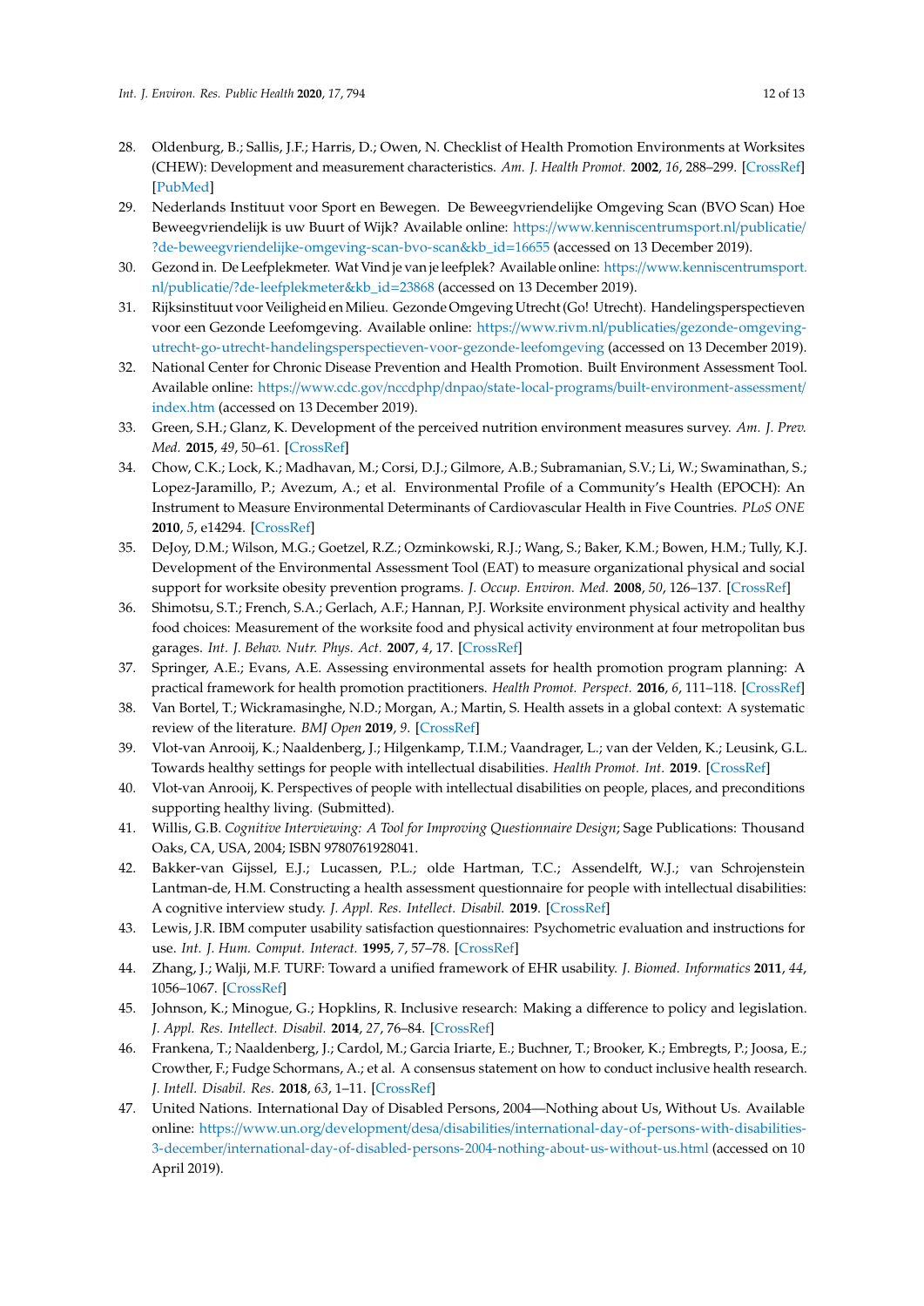28. Oldenburg, B.; Sallis, J.F.; Harris, D.; Owen, N. Checklist of Health Promotion Environments at Worksites (CHEW): Development and measurement characteristics. *Am. J. Health Promot.* **2002**, *16*, 288–299. [CrossRef] [PubMed]
29. Nederlands Instituut voor Sport en Bewegen. De Beweegvriendelijke Omgeving Scan (BVO Scan) Hoe Beweegvriendelijk is uw Buurt of Wijk? Available online: https://www.kenniscentrumsport.nl/publicatie/?de-beweegvriendelijke-omgeving-scan-bvo-scan&kb_id=16655 (accessed on 13 December 2019).
30. Gezond in. De Leefplekmeter. Wat Vind je van je leefplek? Available online: https://www.kenniscentrumsport.nl/publicatie/?de-leefplekmeter&kb_id=23868 (accessed on 13 December 2019).
31. Rijksinstituut voor Veiligheid en Milieu. Gezonde Omgeving Utrecht (Go! Utrecht). Handelingsperspectieven voor een Gezonde Leefomgeving. Available online: https://www.rivm.nl/publicaties/gezonde-omgeving-utrecht-go-utrecht-handelingsperspectieven-voor-gezonde-leefomgeving (accessed on 13 December 2019).
32. National Center for Chronic Disease Prevention and Health Promotion. Built Environment Assessment Tool. Available online: https://www.cdc.gov/nccdphp/dnpao/state-local-programs/built-environment-assessment/index.htm (accessed on 13 December 2019).
33. Green, S.H.; Glanz, K. Development of the perceived nutrition environment measures survey. *Am. J. Prev. Med.* **2015**, *49*, 50–61. [CrossRef]
34. Chow, C.K.; Lock, K.; Madhavan, M.; Corsi, D.J.; Gilmore, A.B.; Subramanian, S.V.; Li, W.; Swaminathan, S.; Lopez-Jaramillo, P.; Avezum, A.; et al. Environmental Profile of a Community's Health (EPOCH): An Instrument to Measure Environmental Determinants of Cardiovascular Health in Five Countries. *PLoS ONE* **2010**, *5*, e14294. [CrossRef]
35. DeJoy, D.M.; Wilson, M.G.; Goetzel, R.Z.; Ozminkowski, R.J.; Wang, S.; Baker, K.M.; Bowen, H.M.; Tully, K.J. Development of the Environmental Assessment Tool (EAT) to measure organizational physical and social support for worksite obesity prevention programs. *J. Occup. Environ. Med.* **2008**, *50*, 126–137. [CrossRef]
36. Shimotsu, S.T.; French, S.A.; Gerlach, A.F.; Hannan, P.J. Worksite environment physical activity and healthy food choices: Measurement of the worksite food and physical activity environment at four metropolitan bus garages. *Int. J. Behav. Nutr. Phys. Act.* **2007**, *4*, 17. [CrossRef]
37. Springer, A.E.; Evans, A.E. Assessing environmental assets for health promotion program planning: A practical framework for health promotion practitioners. *Health Promot. Perspect.* **2016**, *6*, 111–118. [CrossRef]
38. Van Bortel, T.; Wickramasinghe, N.D.; Morgan, A.; Martin, S. Health assets in a global context: A systematic review of the literature. *BMJ Open* **2019**, *9*. [CrossRef]
39. Vlot-van Anrooij, K.; Naaldenberg, J.; Hilgenkamp, T.I.M.; Vaandrager, L.; van der Velden, K.; Leusink, G.L. Towards healthy settings for people with intellectual disabilities. *Health Promot. Int.* **2019**. [CrossRef]
40. Vlot-van Anrooij, K. Perspectives of people with intellectual disabilities on people, places, and preconditions supporting healthy living. (Submitted).
41. Willis, G.B. *Cognitive Interviewing: A Tool for Improving Questionnaire Design*; Sage Publications: Thousand Oaks, CA, USA, 2004; ISBN 9780761928041.
42. Bakker-van Gijssel, E.J.; Lucassen, P.L.; olde Hartman, T.C.; Assendelft, W.J.; van Schrojenstein Lantman-de, H.M. Constructing a health assessment questionnaire for people with intellectual disabilities: A cognitive interview study. *J. Appl. Res. Intellect. Disabil.* **2019**. [CrossRef]
43. Lewis, J.R. IBM computer usability satisfaction questionnaires: Psychometric evaluation and instructions for use. *Int. J. Hum. Comput. Interact.* **1995**, *7*, 57–78. [CrossRef]
44. Zhang, J.; Walji, M.F. TURF: Toward a unified framework of EHR usability. *J. Biomed. Informatics* **2011**, *44*, 1056–1067. [CrossRef]
45. Johnson, K.; Minogue, G.; Hopklins, R. Inclusive research: Making a difference to policy and legislation. *J. Appl. Res. Intellect. Disabil.* **2014**, *27*, 76–84. [CrossRef]
46. Frankena, T.; Naaldenberg, J.; Cardol, M.; Garcia Iriarte, E.; Buchner, T.; Brooker, K.; Embregts, P.; Joosa, E.; Crowther, F.; Fudge Schormans, A.; et al. A consensus statement on how to conduct inclusive health research. *J. Intell. Disabil. Res.* **2018**, *63*, 1–11. [CrossRef]
47. United Nations. International Day of Disabled Persons, 2004—Nothing about Us, Without Us. Available online: https://www.un.org/development/desa/disabilities/international-day-of-persons-with-disabilities-3-december/international-day-of-disabled-persons-2004-nothing-about-us-without-us.html (accessed on 10 April 2019).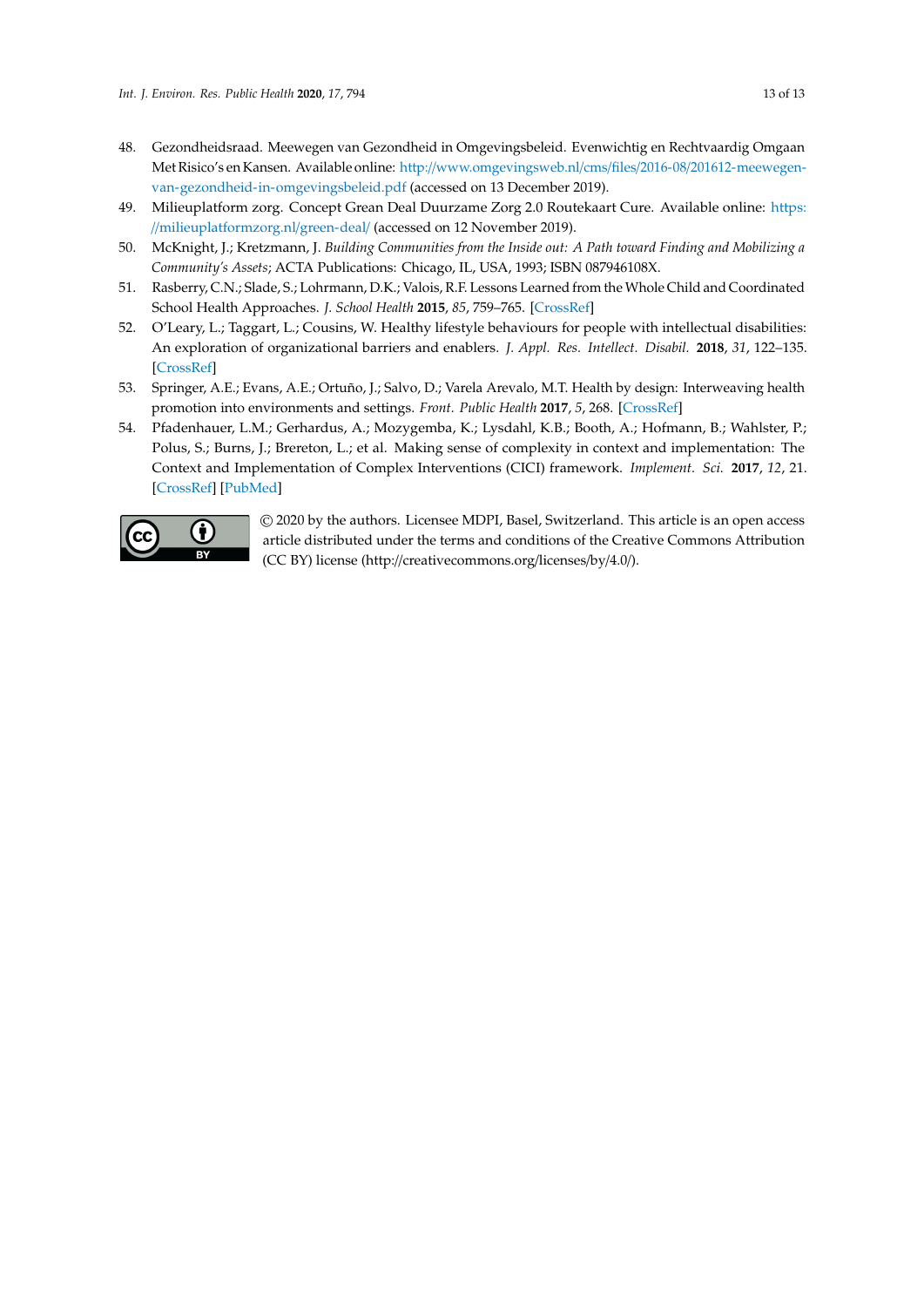48. Gezondheidsraad. Meewegen van Gezondheid in Omgevingsbeleid. Evenwichtig en Rechtvaardig Omgaan Met Risico's en Kansen. Available online: http://www.omgevingsweb.nl/cms/files/2016-08/201612-meewegen-van-gezondheid-in-omgevingsbeleid.pdf (accessed on 13 December 2019).
49. Milieuplatform zorg. Concept Grean Deal Duurzame Zorg 2.0 Routekaart Cure. Available online: https://milieuplatformzorg.nl/green-deal/ (accessed on 12 November 2019).
50. McKnight, J.; Kretzmann, J. *Building Communities from the Inside out: A Path toward Finding and Mobilizing a Community's Assets*; ACTA Publications: Chicago, IL, USA, 1993; ISBN 087946108X.
51. Rasberry, C.N.; Slade, S.; Lohrmann, D.K.; Valois, R.F. Lessons Learned from the Whole Child and Coordinated School Health Approaches. *J. School Health* **2015**, *85*, 759–765. [CrossRef]
52. O'Leary, L.; Taggart, L.; Cousins, W. Healthy lifestyle behaviours for people with intellectual disabilities: An exploration of organizational barriers and enablers. *J. Appl. Res. Intellect. Disabil.* **2018**, *31*, 122–135. [CrossRef]
53. Springer, A.E.; Evans, A.E.; Ortuño, J.; Salvo, D.; Varela Arevalo, M.T. Health by design: Interweaving health promotion into environments and settings. *Front. Public Health* **2017**, *5*, 268. [CrossRef]
54. Pfadenhauer, L.M.; Gerhardus, A.; Mozygemba, K.; Lysdahl, K.B.; Booth, A.; Hofmann, B.; Wahlster, P.; Polus, S.; Burns, J.; Brereton, L.; et al. Making sense of complexity in context and implementation: The Context and Implementation of Complex Interventions (CICI) framework. *Implement. Sci.* **2017**, *12*, 21. [CrossRef] [PubMed]

© 2020 by the authors. Licensee MDPI, Basel, Switzerland. This article is an open access article distributed under the terms and conditions of the Creative Commons Attribution (CC BY) license (http://creativecommons.org/licenses/by/4.0/).